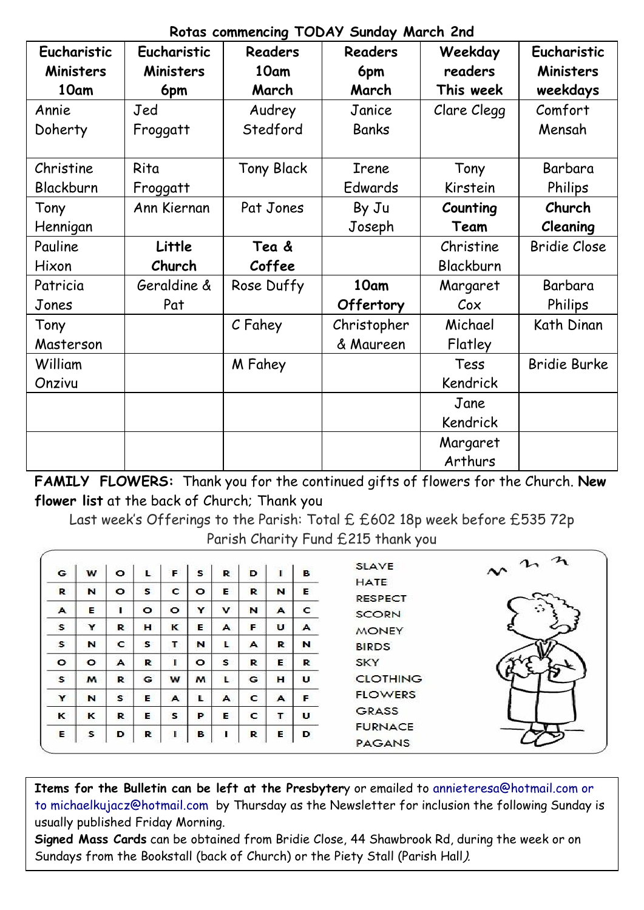**Rotas commencing TODAY Sunday March 2nd**

| Eucharistic Ministers 10am | Eucharistic Ministers 6pm | Readers 10am March | Readers 6pm March | Weekday readers This week | Eucharistic Ministers weekdays |
|---|---|---|---|---|---|
| Annie Doherty | Jed Froggatt | Audrey Stedford | Janice Banks | Clare Clegg | Comfort Mensah |
| Christine Blackburn | Rita Froggatt | Tony Black | Irene Edwards | Tony Kirstein | Barbara Philips |
| Tony Hennigan | Ann Kiernan | Pat Jones | By Ju Joseph | **Counting Team** | **Church Cleaning** |
| Pauline Hixon | **Little Church** | **Tea & Coffee** | | Christine Blackburn | Bridie Close |
| Patricia Jones | Geraldine & Pat | Rose Duffy | **10am Offertory** | Margaret Cox | Barbara Philips |
| Tony Masterson | | C Fahey | Christopher & Maureen | Michael Flatley | Kath Dinan |
| William Onzivu | | M Fahey | | Tess Kendrick | Bridie Burke |
| | | | | Jane Kendrick | |
| | | | | Margaret Arthurs | |

**FAMILY FLOWERS:** Thank you for the continued gifts of flowers for the Church. **New flower list** at the back of Church; Thank you

Last week's Offerings to the Parish: Total £ £602 18p week before £535 72p

Parish Charity Fund £215 thank you

| G | W | O | L | F | S | R | D | I | B |
|---|---|---|---|---|---|---|---|---|---|
| R | N | O | S | C | O | E | R | N | E |
| A | E | I | O | O | Y | V | N | A | C |
| S | Y | R | H | K | E | A | F | U | A |
| S | N | C | S | T | N | L | A | R | N |
| O | O | A | R | I | O | S | R | E | R |
| S | M | R | G | W | M | L | G | H | U |
| Y | N | S | E | A | L | A | C | A | F |
| K | K | R | E | S | P | E | C | T | U |
| E | S | D | R | I | B | I | R | E | D |

SLAVE
HATE
RESPECT
SCORN
MONEY
BIRDS
SKY
CLOTHING
FLOWERS
GRASS
FURNACE
PAGANS

**Items for the Bulletin can be left at the Presbytery** or emailed to annieteresa@hotmail.com or to michaelkujacz@hotmail.com by Thursday as the Newsletter for inclusion the following Sunday is usually published Friday Morning.

**Signed Mass Cards** can be obtained from Bridie Close, 44 Shawbrook Rd, during the week or on Sundays from the Bookstall (back of Church) or the Piety Stall (Parish Hall).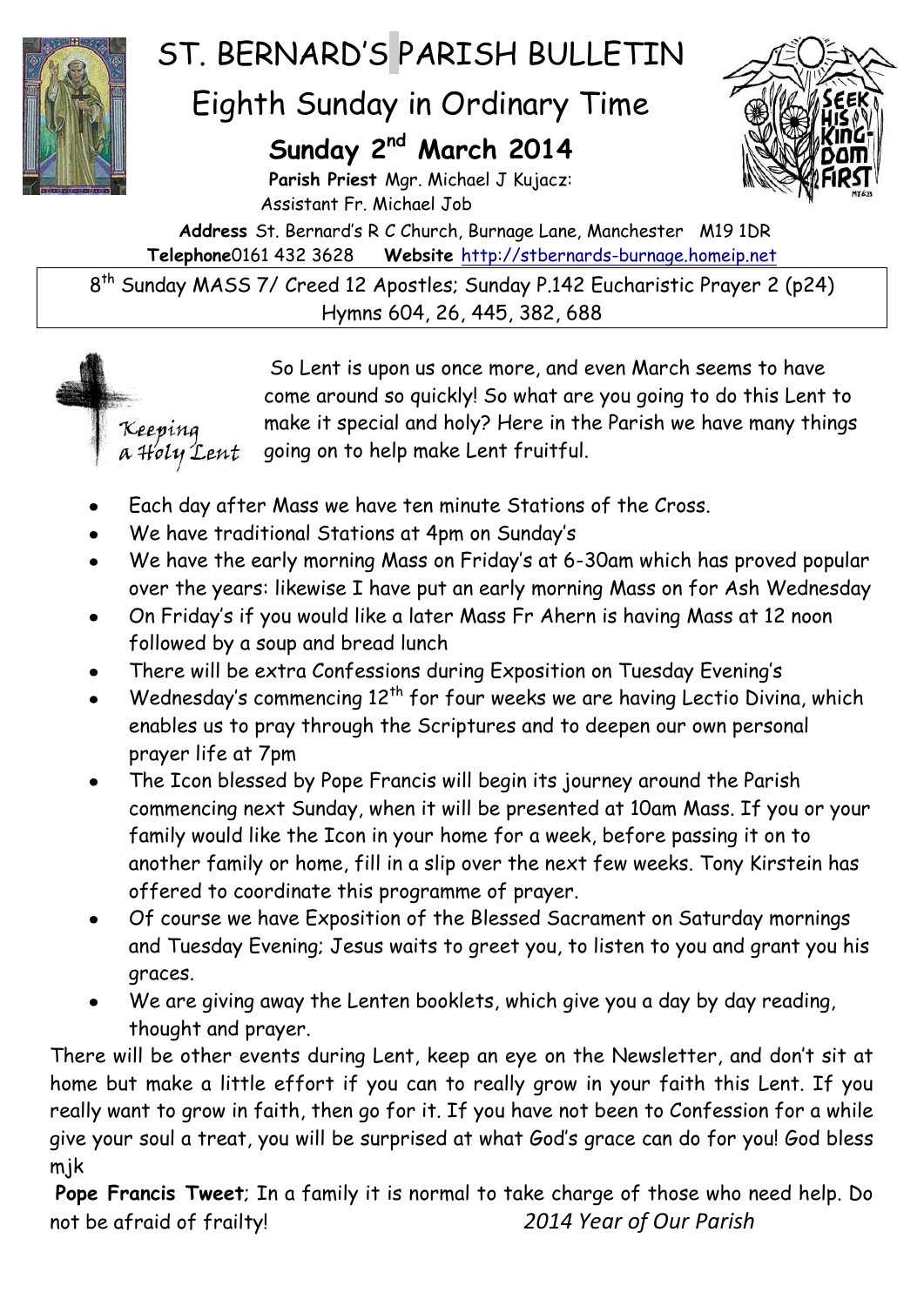# ST. BERNARD'S PARISH BULLETIN

## Eighth Sunday in Ordinary Time

### Sunday 2nd March 2014

**Parish Priest** Mgr. Michael J Kujacz:
Assistant Fr. Michael Job

**Address** St. Bernard's R C Church, Burnage Lane, Manchester M19 1DR
**Telephone**0161 432 3628 **Website** http://stbernards-burnage.homeip.net

8th Sunday MASS 7/ Creed 12 Apostles; Sunday P.142 Eucharistic Prayer 2 (p24)
Hymns 604, 26, 445, 382, 688

*Keeping a Holy Lent*

So Lent is upon us once more, and even March seems to have come around so quickly! So what are you going to do this Lent to make it special and holy? Here in the Parish we have many things going on to help make Lent fruitful.

- Each day after Mass we have ten minute Stations of the Cross.
- We have traditional Stations at 4pm on Sunday's
- We have the early morning Mass on Friday's at 6-30am which has proved popular over the years: likewise I have put an early morning Mass on for Ash Wednesday
- On Friday's if you would like a later Mass Fr Ahern is having Mass at 12 noon followed by a soup and bread lunch
- There will be extra Confessions during Exposition on Tuesday Evening's
- Wednesday's commencing 12th for four weeks we are having Lectio Divina, which enables us to pray through the Scriptures and to deepen our own personal prayer life at 7pm
- The Icon blessed by Pope Francis will begin its journey around the Parish commencing next Sunday, when it will be presented at 10am Mass. If you or your family would like the Icon in your home for a week, before passing it on to another family or home, fill in a slip over the next few weeks. Tony Kirstein has offered to coordinate this programme of prayer.
- Of course we have Exposition of the Blessed Sacrament on Saturday mornings and Tuesday Evening; Jesus waits to greet you, to listen to you and grant you his graces.
- We are giving away the Lenten booklets, which give you a day by day reading, thought and prayer.

There will be other events during Lent, keep an eye on the Newsletter, and don't sit at home but make a little effort if you can to really grow in your faith this Lent. If you really want to grow in faith, then go for it. If you have not been to Confession for a while give your soul a treat, you will be surprised at what God's grace can do for you! God bless mjk

**Pope Francis Tweet**; In a family it is normal to take charge of those who need help. Do not be afraid of frailty! *2014 Year of Our Parish*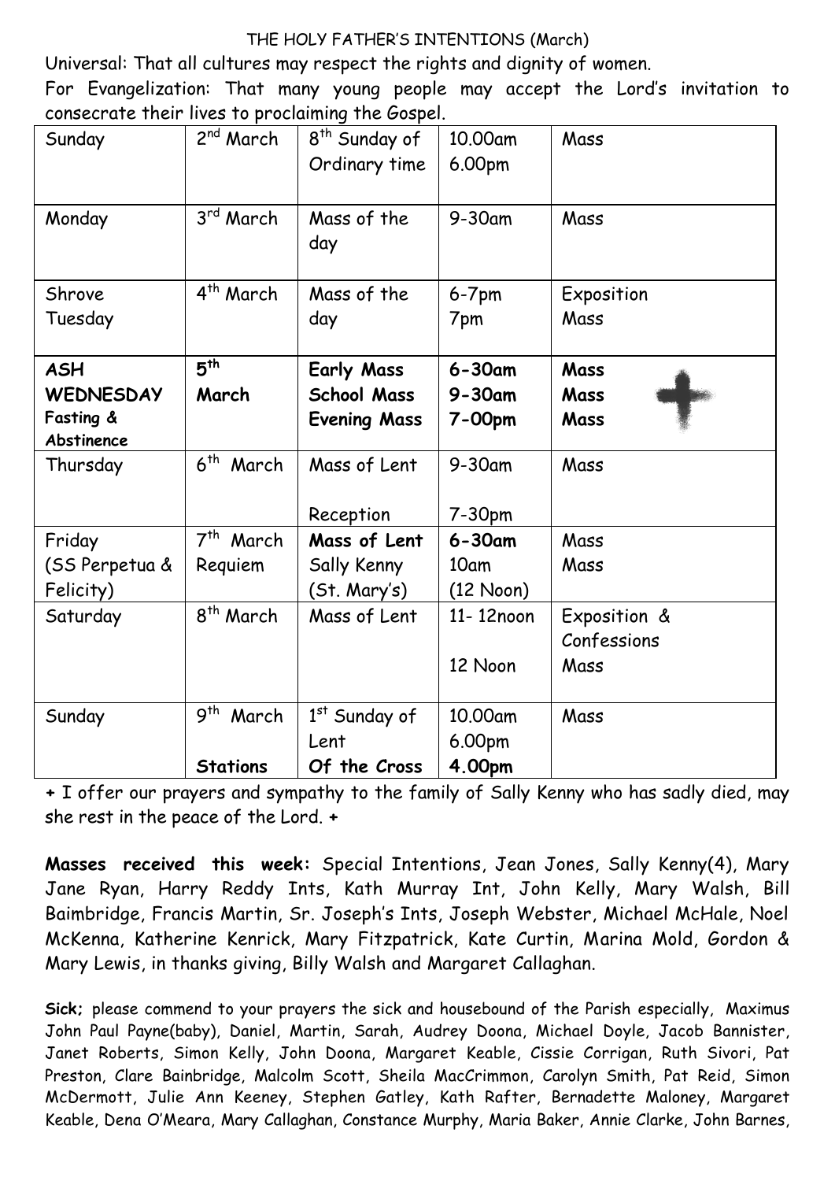THE HOLY FATHER'S INTENTIONS (March)

Universal: That all cultures may respect the rights and dignity of women.

For Evangelization: That many young people may accept the Lord's invitation to consecrate their lives to proclaiming the Gospel.

| | | | | |
|---|---|---|---|---|
| Sunday | 2nd March | 8th Sunday of Ordinary time | 10.00am<br>6.00pm | Mass |
| Monday | 3rd March | Mass of the day | 9-30am | Mass |
| Shrove Tuesday | 4th March | Mass of the day | 6-7pm<br>7pm | Exposition<br>Mass |
| **ASH WEDNESDAY**<br>**Fasting & Abstinence** | **5th March** | **Early Mass**<br>**School Mass**<br>**Evening Mass** | **6-30am**<br>**9-30am**<br>**7-00pm** | **Mass**<br>**Mass**<br>**Mass** |
| Thursday | 6th March | Mass of Lent<br><br>Reception | 9-30am<br><br>7-30pm | Mass |
| Friday<br>(SS Perpetua & Felicity) | 7th March<br>Requiem | **Mass of Lent**<br>Sally Kenny<br>(St. Mary's) | **6-30am**<br>10am<br>(12 Noon) | Mass<br>Mass |
| Saturday | 8th March | Mass of Lent | 11- 12noon<br><br>12 Noon | Exposition & Confessions<br>Mass |
| Sunday | 9th March<br><br>**Stations** | 1st Sunday of Lent<br>**Of the Cross** | 10.00am<br>6.00pm<br>**4.00pm** | Mass |

+ I offer our prayers and sympathy to the family of Sally Kenny who has sadly died, may she rest in the peace of the Lord. +

**Masses received this week:** Special Intentions, Jean Jones, Sally Kenny(4), Mary Jane Ryan, Harry Reddy Ints, Kath Murray Int, John Kelly, Mary Walsh, Bill Baimbridge, Francis Martin, Sr. Joseph's Ints, Joseph Webster, Michael McHale, Noel McKenna, Katherine Kenrick, Mary Fitzpatrick, Kate Curtin, Marina Mold, Gordon & Mary Lewis, in thanks giving, Billy Walsh and Margaret Callaghan.

**Sick;** please commend to your prayers the sick and housebound of the Parish especially, Maximus John Paul Payne(baby), Daniel, Martin, Sarah, Audrey Doona, Michael Doyle, Jacob Bannister, Janet Roberts, Simon Kelly, John Doona, Margaret Keable, Cissie Corrigan, Ruth Sivori, Pat Preston, Clare Bainbridge, Malcolm Scott, Sheila MacCrimmon, Carolyn Smith, Pat Reid, Simon McDermott, Julie Ann Keeney, Stephen Gatley, Kath Rafter, Bernadette Maloney, Margaret Keable, Dena O'Meara, Mary Callaghan, Constance Murphy, Maria Baker, Annie Clarke, John Barnes,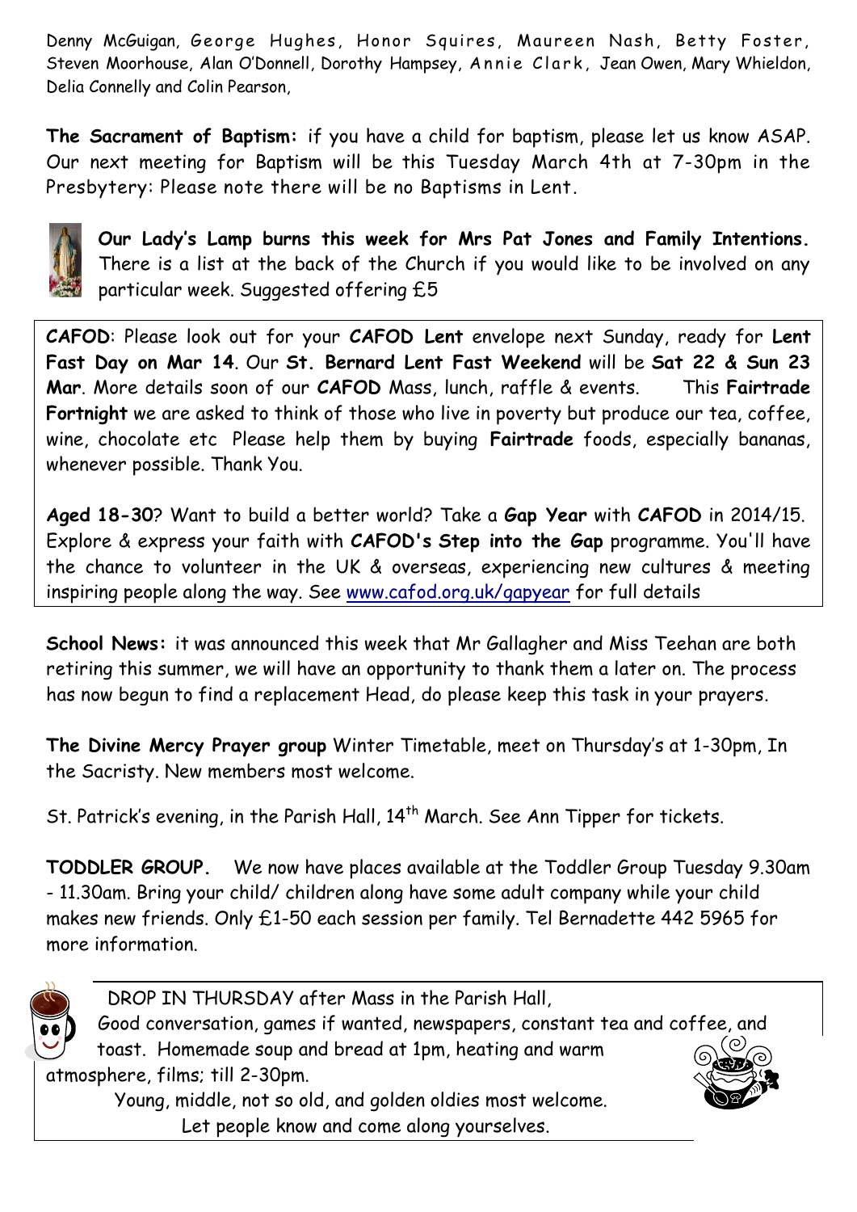Denny McGuigan, George Hughes, Honor Squires, Maureen Nash, Betty Foster, Steven Moorhouse, Alan O'Donnell, Dorothy Hampsey, Annie Clark, Jean Owen, Mary Whieldon, Delia Connelly and Colin Pearson,

**The Sacrament of Baptism:** if you have a child for baptism, please let us know ASAP. Our next meeting for Baptism will be this Tuesday March 4th at 7-30pm in the Presbytery: Please note there will be no Baptisms in Lent.

**Our Lady's Lamp burns this week for Mrs Pat Jones and Family Intentions.** There is a list at the back of the Church if you would like to be involved on any particular week. Suggested offering £5

**CAFOD**: Please look out for your **CAFOD Lent** envelope next Sunday, ready for **Lent Fast Day on Mar 14**. Our **St. Bernard Lent Fast Weekend** will be **Sat 22 & Sun 23 Mar**. More details soon of our **CAFOD** Mass, lunch, raffle & events. This **Fairtrade Fortnight** we are asked to think of those who live in poverty but produce our tea, coffee, wine, chocolate etc Please help them by buying **Fairtrade** foods, especially bananas, whenever possible. Thank You.

**Aged 18-30**? Want to build a better world? Take a **Gap Year** with **CAFOD** in 2014/15. Explore & express your faith with **CAFOD's Step into the Gap** programme. You'll have the chance to volunteer in the UK & overseas, experiencing new cultures & meeting inspiring people along the way. See www.cafod.org.uk/gapyear for full details

**School News:** it was announced this week that Mr Gallagher and Miss Teehan are both retiring this summer, we will have an opportunity to thank them a later on. The process has now begun to find a replacement Head, do please keep this task in your prayers.

**The Divine Mercy Prayer group** Winter Timetable, meet on Thursday's at 1-30pm, In the Sacristy. New members most welcome.

St. Patrick's evening, in the Parish Hall, 14th March. See Ann Tipper for tickets.

**TODDLER GROUP.** We now have places available at the Toddler Group Tuesday 9.30am - 11.30am. Bring your child/ children along have some adult company while your child makes new friends. Only £1-50 each session per family. Tel Bernadette 442 5965 for more information.

DROP IN THURSDAY after Mass in the Parish Hall,
Good conversation, games if wanted, newspapers, constant tea and coffee, and toast. Homemade soup and bread at 1pm, heating and warm atmosphere, films; till 2-30pm.
Young, middle, not so old, and golden oldies most welcome.
Let people know and come along yourselves.